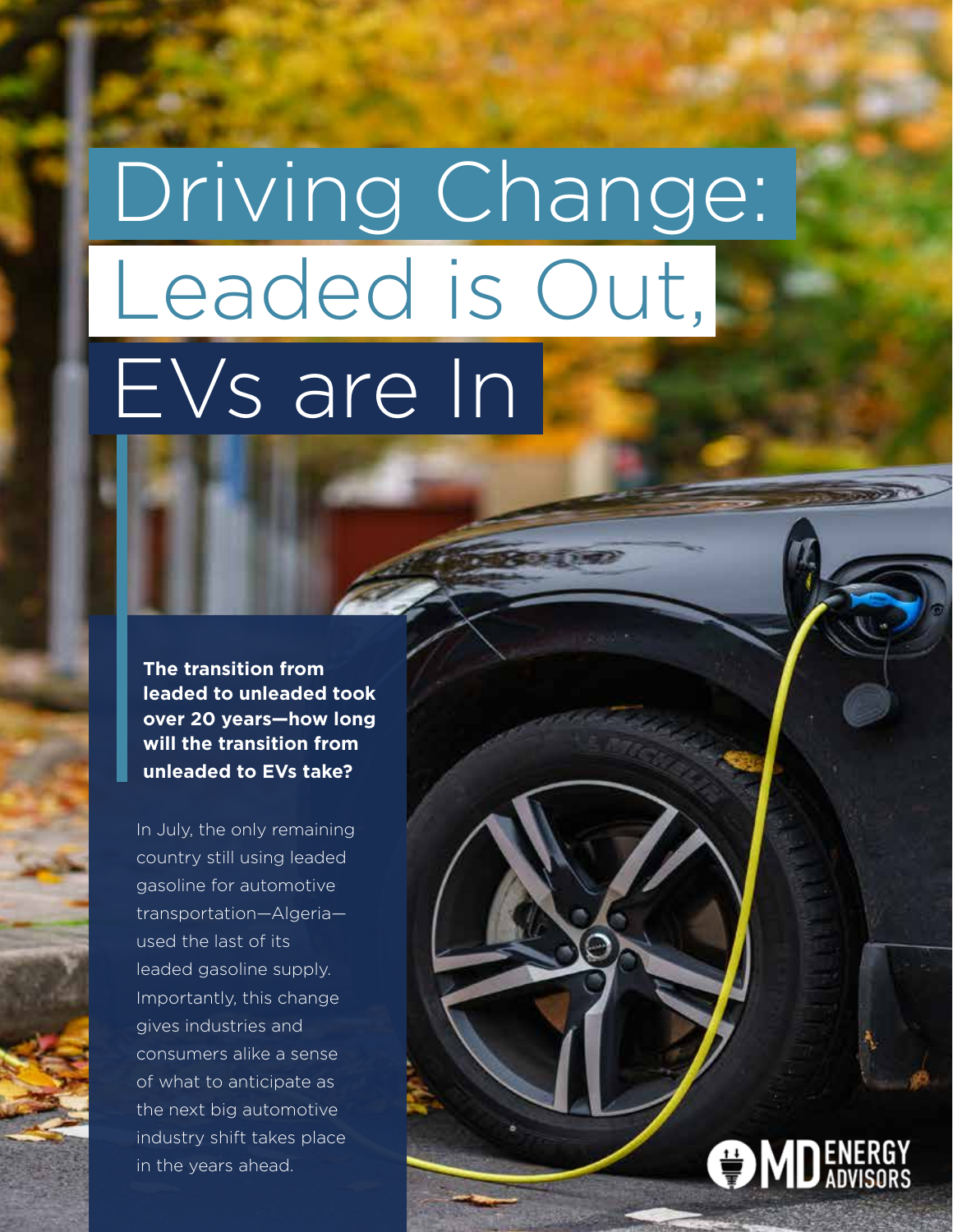# Driving Change: Leaded is Out, EVs are In

**The transition from leaded to unleaded took over 20 years—how long will the transition from unleaded to EVs take?**

In July, the only remaining country still using leaded gasoline for automotive transportation—Algeria—used the last of its leaded gasoline supply. Importantly, this change gives industries and consumers alike a sense of what to anticipate as the next big automotive industry shift takes place in the years ahead.

MD ENERGY ADVISORS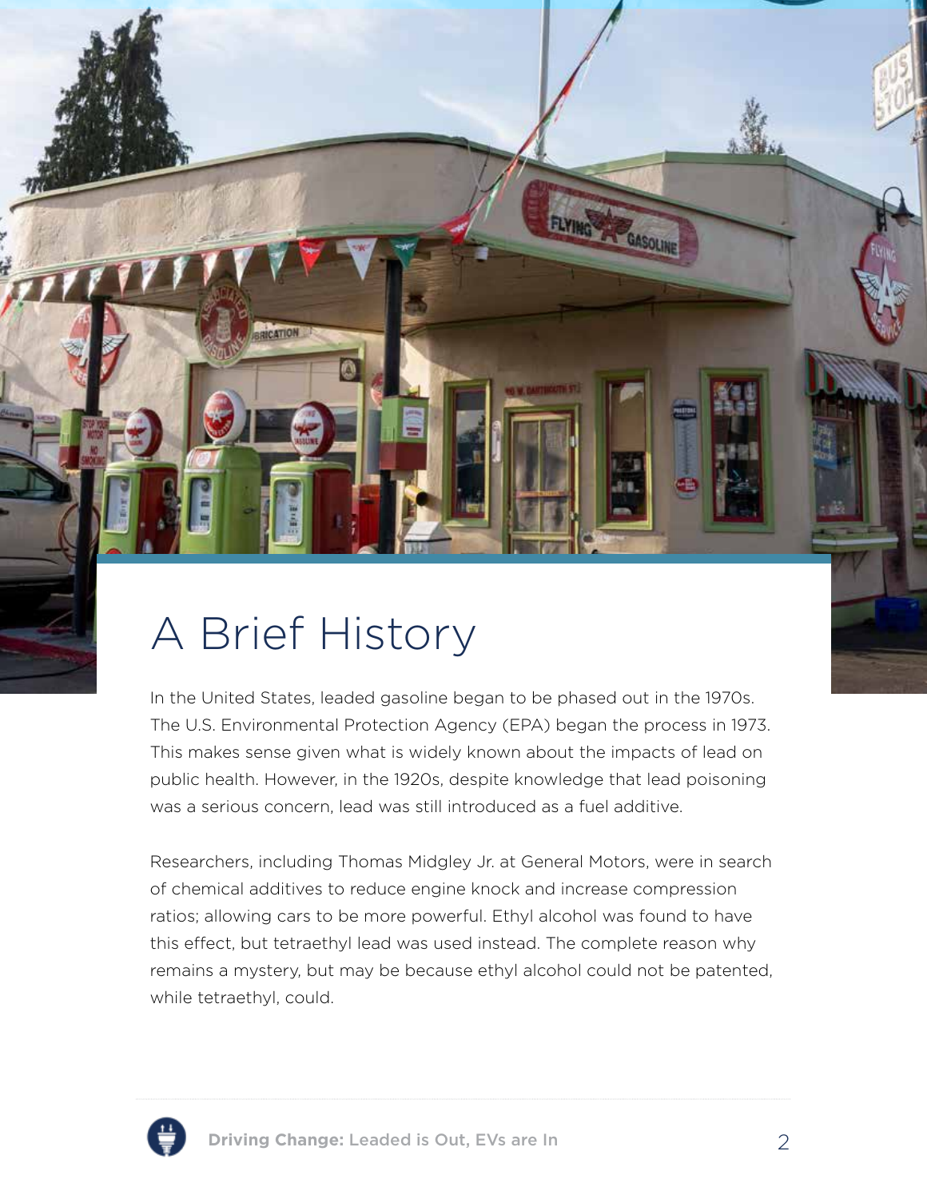# A Brief History

In the United States, leaded gasoline began to be phased out in the 1970s. The U.S. Environmental Protection Agency (EPA) began the process in 1973. This makes sense given what is widely known about the impacts of lead on public health. However, in the 1920s, despite knowledge that lead poisoning was a serious concern, lead was still introduced as a fuel additive.

Researchers, including Thomas Midgley Jr. at General Motors, were in search of chemical additives to reduce engine knock and increase compression ratios; allowing cars to be more powerful. Ethyl alcohol was found to have this effect, but tetraethyl lead was used instead. The complete reason why remains a mystery, but may be because ethyl alcohol could not be patented, while tetraethyl, could.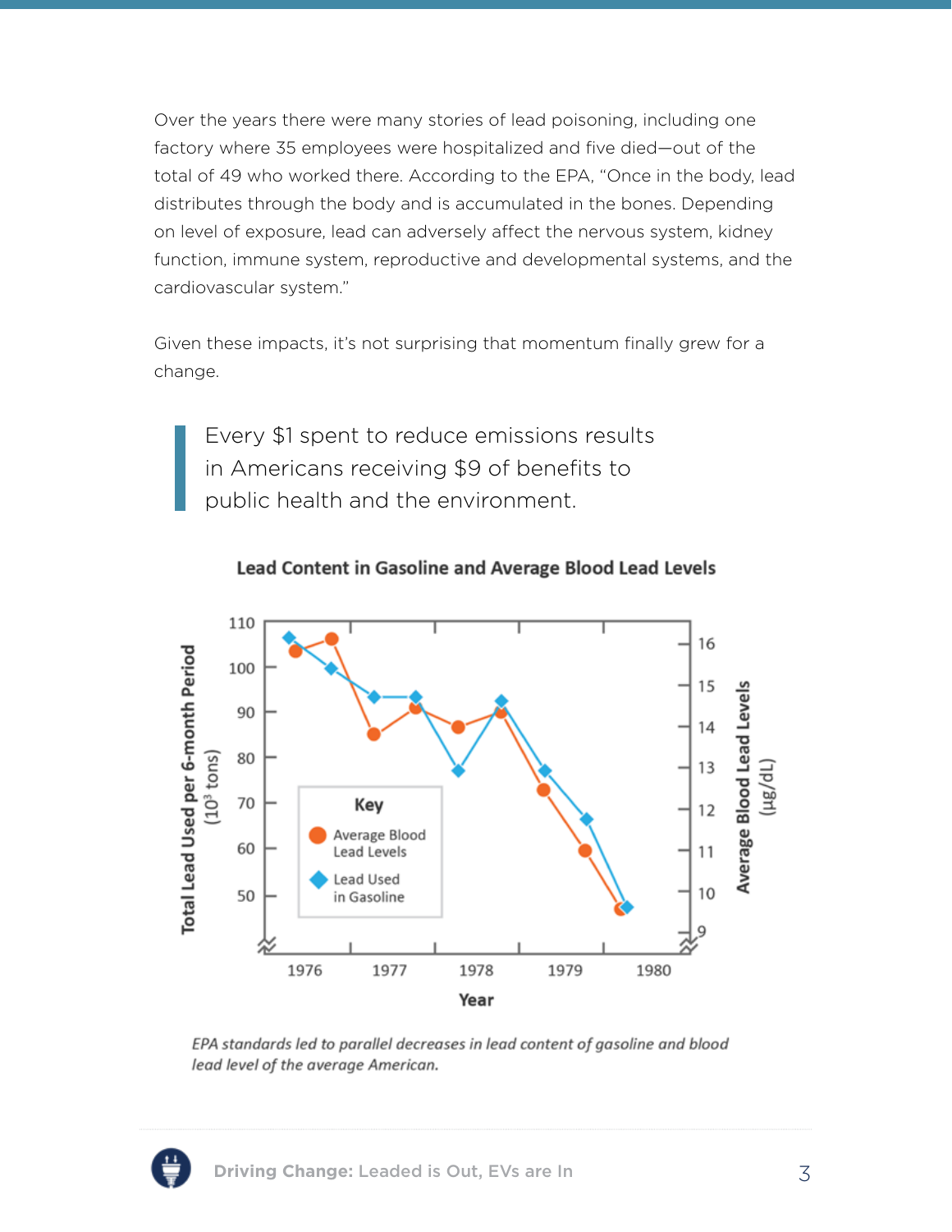Over the years there were many stories of lead poisoning, including one factory where 35 employees were hospitalized and five died—out of the total of 49 who worked there. According to the EPA, "Once in the body, lead distributes through the body and is accumulated in the bones. Depending on level of exposure, lead can adversely affect the nervous system, kidney function, immune system, reproductive and developmental systems, and the cardiovascular system."

Given these impacts, it's not surprising that momentum finally grew for a change.

> Every $1 spent to reduce emissions results in Americans receiving $9 of benefits to public health and the environment.

**Lead Content in Gasoline and Average Blood Lead Levels**

*EPA standards led to parallel decreases in lead content of gasoline and blood lead level of the average American.*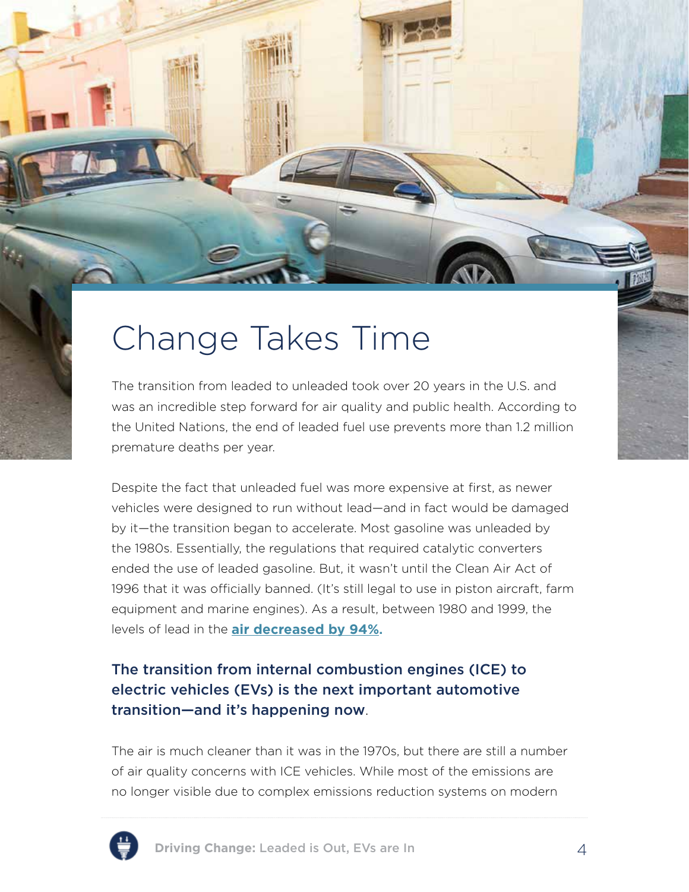# Change Takes Time

The transition from leaded to unleaded took over 20 years in the U.S. and was an incredible step forward for air quality and public health. According to the United Nations, the end of leaded fuel use prevents more than 1.2 million premature deaths per year.

Despite the fact that unleaded fuel was more expensive at first, as newer vehicles were designed to run without lead—and in fact would be damaged by it—the transition began to accelerate. Most gasoline was unleaded by the 1980s. Essentially, the regulations that required catalytic converters ended the use of leaded gasoline. But, it wasn't until the Clean Air Act of 1996 that it was officially banned. (It's still legal to use in piston aircraft, farm equipment and marine engines). As a result, between 1980 and 1999, the levels of lead in the **air decreased by 94%.**

**The transition from internal combustion engines (ICE) to electric vehicles (EVs) is the next important automotive transition—and it's happening now**.

The air is much cleaner than it was in the 1970s, but there are still a number of air quality concerns with ICE vehicles. While most of the emissions are no longer visible due to complex emissions reduction systems on modern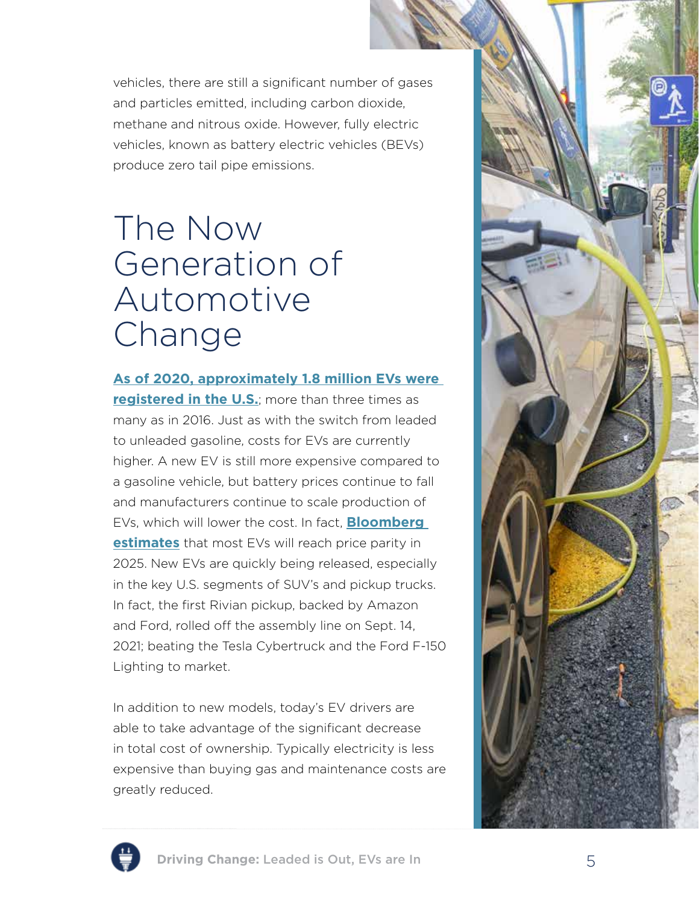vehicles, there are still a significant number of gases and particles emitted, including carbon dioxide, methane and nitrous oxide. However, fully electric vehicles, known as battery electric vehicles (BEVs) produce zero tail pipe emissions.

# The Now Generation of Automotive Change

**As of 2020, approximately 1.8 million EVs were registered in the U.S.**; more than three times as many as in 2016. Just as with the switch from leaded to unleaded gasoline, costs for EVs are currently higher. A new EV is still more expensive compared to a gasoline vehicle, but battery prices continue to fall and manufacturers continue to scale production of EVs, which will lower the cost. In fact, **Bloomberg estimates** that most EVs will reach price parity in 2025. New EVs are quickly being released, especially in the key U.S. segments of SUV's and pickup trucks. In fact, the first Rivian pickup, backed by Amazon and Ford, rolled off the assembly line on Sept. 14, 2021; beating the Tesla Cybertruck and the Ford F-150 Lighting to market.

In addition to new models, today's EV drivers are able to take advantage of the significant decrease in total cost of ownership. Typically electricity is less expensive than buying gas and maintenance costs are greatly reduced.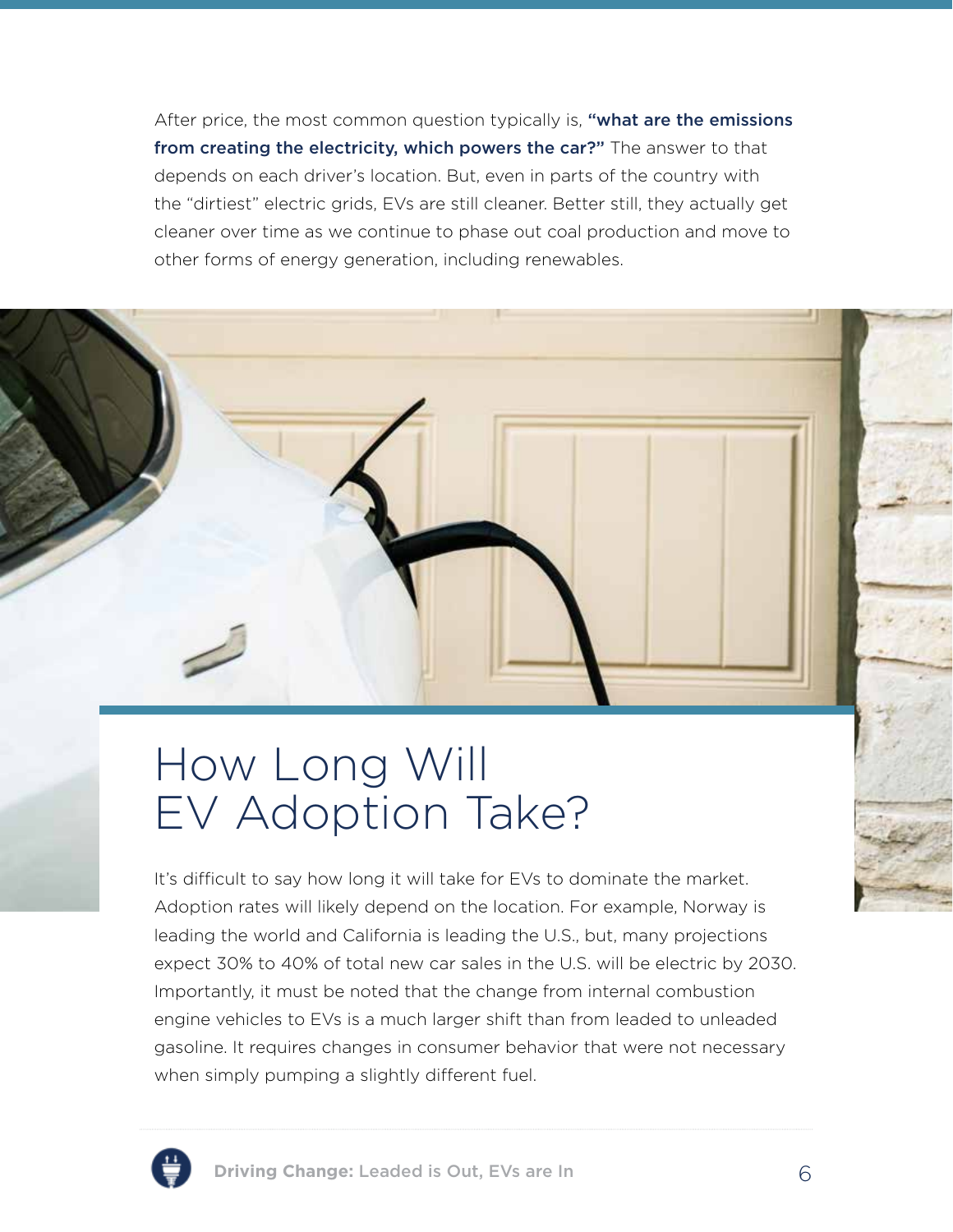After price, the most common question typically is, **"what are the emissions from creating the electricity, which powers the car?"** The answer to that depends on each driver's location. But, even in parts of the country with the "dirtiest" electric grids, EVs are still cleaner. Better still, they actually get cleaner over time as we continue to phase out coal production and move to other forms of energy generation, including renewables.

# How Long Will EV Adoption Take?

It's difficult to say how long it will take for EVs to dominate the market. Adoption rates will likely depend on the location. For example, Norway is leading the world and California is leading the U.S., but, many projections expect 30% to 40% of total new car sales in the U.S. will be electric by 2030. Importantly, it must be noted that the change from internal combustion engine vehicles to EVs is a much larger shift than from leaded to unleaded gasoline. It requires changes in consumer behavior that were not necessary when simply pumping a slightly different fuel.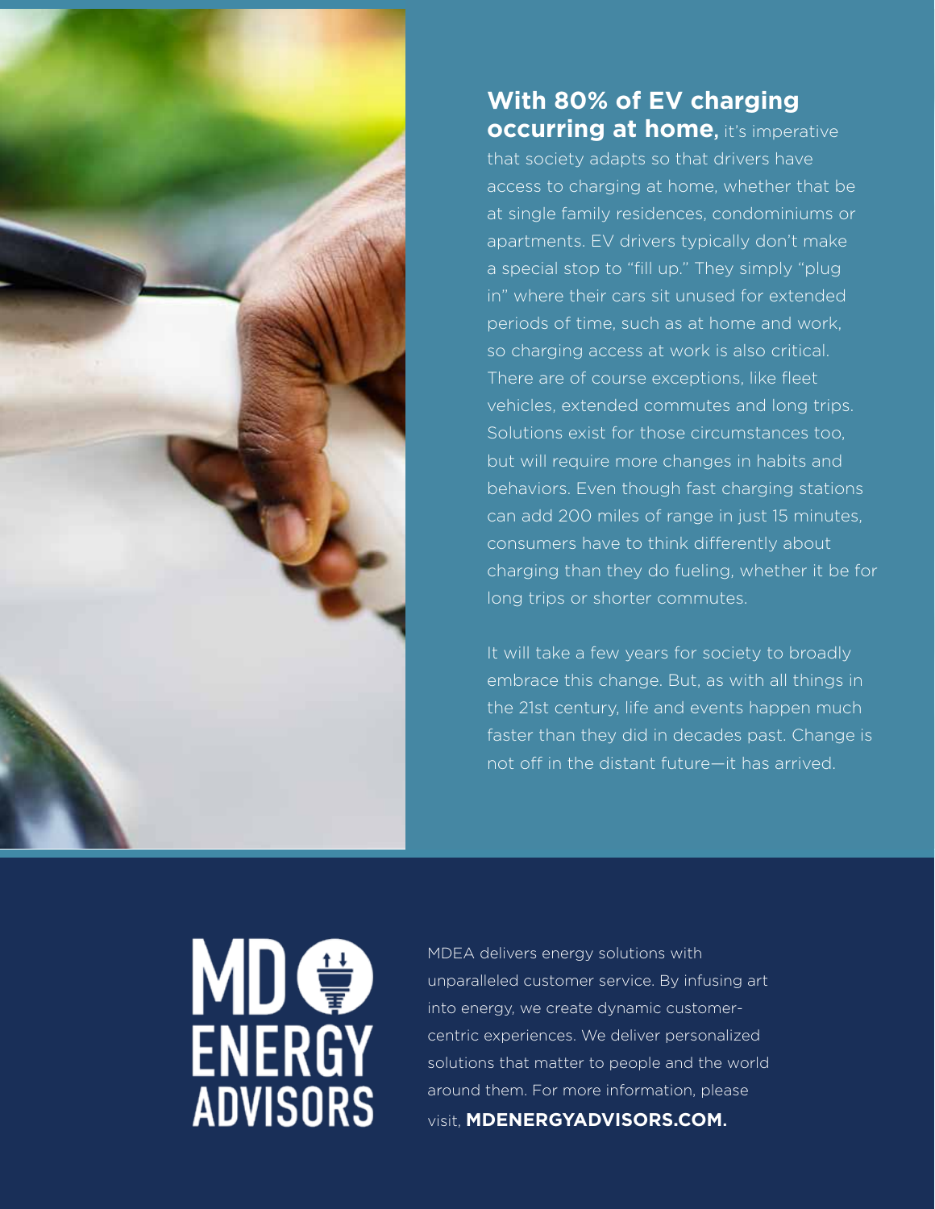**With 80% of EV charging occurring at home,** it's imperative that society adapts so that drivers have access to charging at home, whether that be at single family residences, condominiums or apartments. EV drivers typically don't make a special stop to "fill up." They simply "plug in" where their cars sit unused for extended periods of time, such as at home and work, so charging access at work is also critical. There are of course exceptions, like fleet vehicles, extended commutes and long trips. Solutions exist for those circumstances too, but will require more changes in habits and behaviors. Even though fast charging stations can add 200 miles of range in just 15 minutes, consumers have to think differently about charging than they do fueling, whether it be for long trips or shorter commutes.

It will take a few years for society to broadly embrace this change. But, as with all things in the 21st century, life and events happen much faster than they did in decades past. Change is not off in the distant future—it has arrived.

MD ENERGY ADVISORS

MDEA delivers energy solutions with unparalleled customer service. By infusing art into energy, we create dynamic customer-centric experiences. We deliver personalized solutions that matter to people and the world around them. For more information, please visit, **MDENERGYADVISORS.COM.**